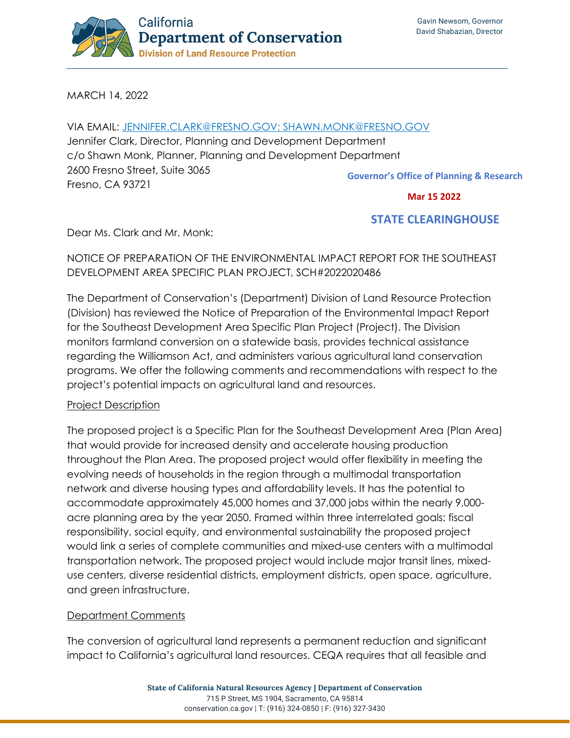California
**Department of Conservation**
Division of Land Resource Protection

Gavin Newsom, Governor
David Shabazian, Director

MARCH 14, 2022

VIA EMAIL: JENNIFER.CLARK@FRESNO.GOV; SHAWN.MONK@FRESNO.GOV
Jennifer Clark, Director, Planning and Development Department
c/o Shawn Monk, Planner, Planning and Development Department
2600 Fresno Street, Suite 3065
Fresno, CA 93721

Governor's Office of Planning & Research
Mar 15 2022
STATE CLEARINGHOUSE

Dear Ms. Clark and Mr. Monk:

NOTICE OF PREPARATION OF THE ENVIRONMENTAL IMPACT REPORT FOR THE SOUTHEAST DEVELOPMENT AREA SPECIFIC PLAN PROJECT, SCH#2022020486

The Department of Conservation's (Department) Division of Land Resource Protection (Division) has reviewed the Notice of Preparation of the Environmental Impact Report for the Southeast Development Area Specific Plan Project (Project). The Division monitors farmland conversion on a statewide basis, provides technical assistance regarding the Williamson Act, and administers various agricultural land conservation programs. We offer the following comments and recommendations with respect to the project's potential impacts on agricultural land and resources.

## Project Description

The proposed project is a Specific Plan for the Southeast Development Area (Plan Area) that would provide for increased density and accelerate housing production throughout the Plan Area. The proposed project would offer flexibility in meeting the evolving needs of households in the region through a multimodal transportation network and diverse housing types and affordability levels. It has the potential to accommodate approximately 45,000 homes and 37,000 jobs within the nearly 9,000-acre planning area by the year 2050. Framed within three interrelated goals: fiscal responsibility, social equity, and environmental sustainability the proposed project would link a series of complete communities and mixed-use centers with a multimodal transportation network. The proposed project would include major transit lines, mixed-use centers, diverse residential districts, employment districts, open space, agriculture, and green infrastructure.

## Department Comments

The conversion of agricultural land represents a permanent reduction and significant impact to California's agricultural land resources. CEQA requires that all feasible and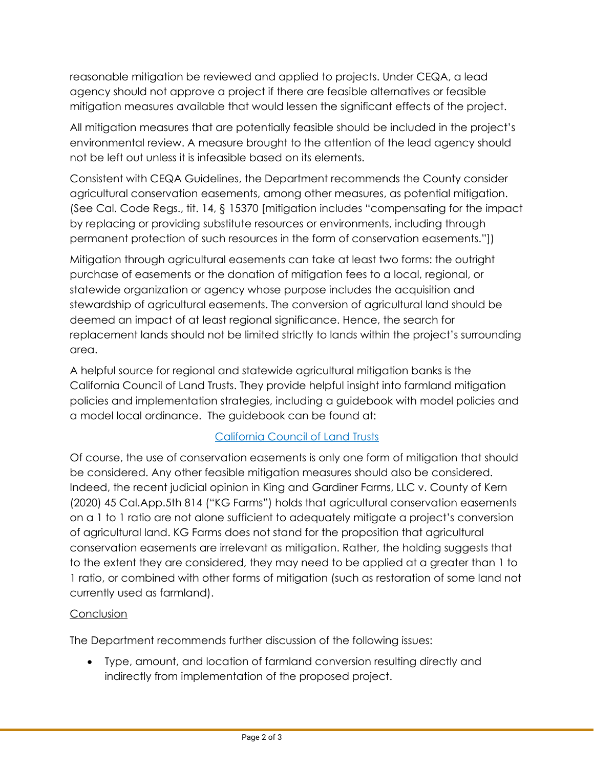reasonable mitigation be reviewed and applied to projects. Under CEQA, a lead agency should not approve a project if there are feasible alternatives or feasible mitigation measures available that would lessen the significant effects of the project.

All mitigation measures that are potentially feasible should be included in the project's environmental review. A measure brought to the attention of the lead agency should not be left out unless it is infeasible based on its elements.

Consistent with CEQA Guidelines, the Department recommends the County consider agricultural conservation easements, among other measures, as potential mitigation. (See Cal. Code Regs., tit. 14, § 15370 [mitigation includes "compensating for the impact by replacing or providing substitute resources or environments, including through permanent protection of such resources in the form of conservation easements."])

Mitigation through agricultural easements can take at least two forms: the outright purchase of easements or the donation of mitigation fees to a local, regional, or statewide organization or agency whose purpose includes the acquisition and stewardship of agricultural easements. The conversion of agricultural land should be deemed an impact of at least regional significance. Hence, the search for replacement lands should not be limited strictly to lands within the project's surrounding area.

A helpful source for regional and statewide agricultural mitigation banks is the California Council of Land Trusts. They provide helpful insight into farmland mitigation policies and implementation strategies, including a guidebook with model policies and a model local ordinance. The guidebook can be found at:

California Council of Land Trusts

Of course, the use of conservation easements is only one form of mitigation that should be considered. Any other feasible mitigation measures should also be considered. Indeed, the recent judicial opinion in King and Gardiner Farms, LLC v. County of Kern (2020) 45 Cal.App.5th 814 ("KG Farms") holds that agricultural conservation easements on a 1 to 1 ratio are not alone sufficient to adequately mitigate a project's conversion of agricultural land. KG Farms does not stand for the proposition that agricultural conservation easements are irrelevant as mitigation. Rather, the holding suggests that to the extent they are considered, they may need to be applied at a greater than 1 to 1 ratio, or combined with other forms of mitigation (such as restoration of some land not currently used as farmland).

## Conclusion

The Department recommends further discussion of the following issues:

- Type, amount, and location of farmland conversion resulting directly and indirectly from implementation of the proposed project.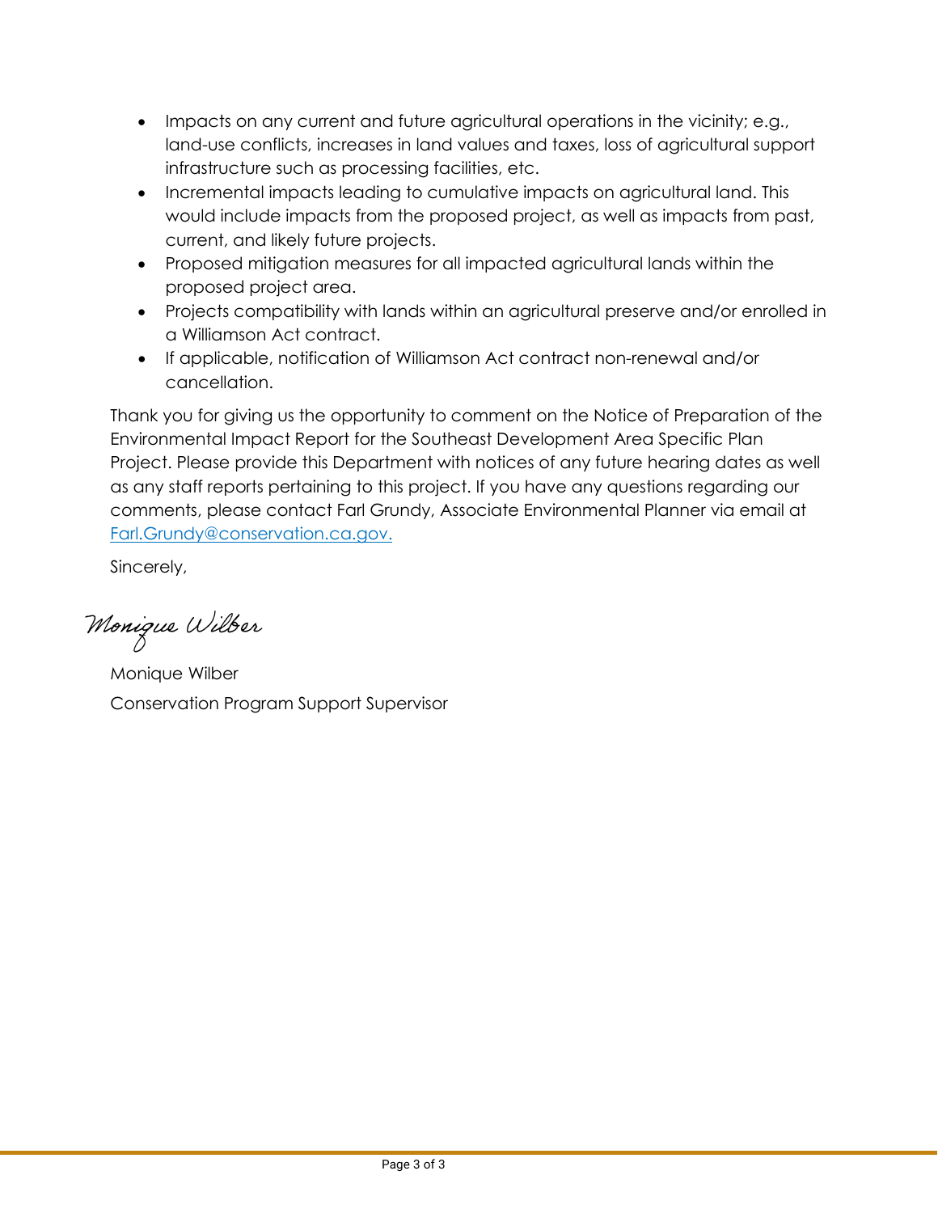- Impacts on any current and future agricultural operations in the vicinity; e.g., land-use conflicts, increases in land values and taxes, loss of agricultural support infrastructure such as processing facilities, etc.
- Incremental impacts leading to cumulative impacts on agricultural land. This would include impacts from the proposed project, as well as impacts from past, current, and likely future projects.
- Proposed mitigation measures for all impacted agricultural lands within the proposed project area.
- Projects compatibility with lands within an agricultural preserve and/or enrolled in a Williamson Act contract.
- If applicable, notification of Williamson Act contract non-renewal and/or cancellation.

Thank you for giving us the opportunity to comment on the Notice of Preparation of the Environmental Impact Report for the Southeast Development Area Specific Plan Project. Please provide this Department with notices of any future hearing dates as well as any staff reports pertaining to this project. If you have any questions regarding our comments, please contact Farl Grundy, Associate Environmental Planner via email at [Farl.Grundy@conservation.ca.gov.](mailto:Farl.Grundy@conservation.ca.gov)

Sincerely,

*Monique Wilber*

Monique Wilber

Conservation Program Support Supervisor